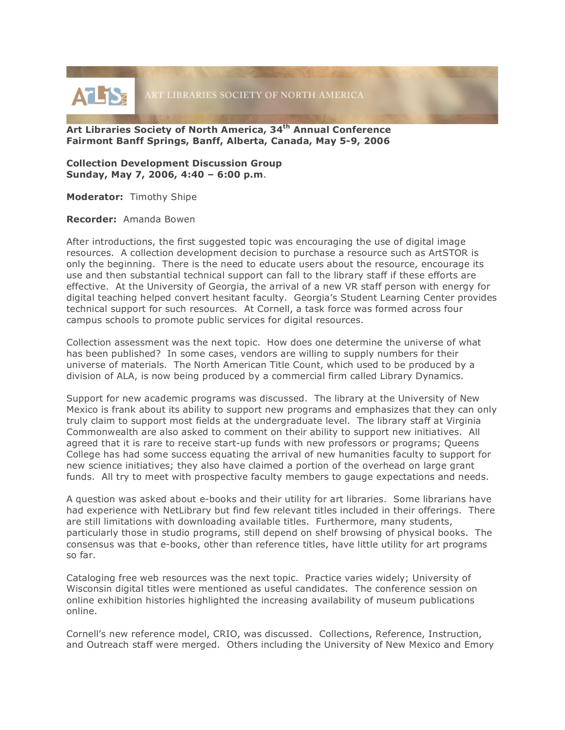ART LIBRARIES SOCIETY OF NORTH AMERICA

**Art Libraries Society of North America, 34th Annual Conference**
**Fairmont Banff Springs, Banff, Alberta, Canada, May 5-9, 2006**

**Collection Development Discussion Group**
**Sunday, May 7, 2006, 4:40 – 6:00 p.m**.

**Moderator:** Timothy Shipe

**Recorder:** Amanda Bowen

After introductions, the first suggested topic was encouraging the use of digital image resources. A collection development decision to purchase a resource such as ArtSTOR is only the beginning. There is the need to educate users about the resource, encourage its use and then substantial technical support can fall to the library staff if these efforts are effective. At the University of Georgia, the arrival of a new VR staff person with energy for digital teaching helped convert hesitant faculty. Georgia's Student Learning Center provides technical support for such resources. At Cornell, a task force was formed across four campus schools to promote public services for digital resources.

Collection assessment was the next topic. How does one determine the universe of what has been published? In some cases, vendors are willing to supply numbers for their universe of materials. The North American Title Count, which used to be produced by a division of ALA, is now being produced by a commercial firm called Library Dynamics.

Support for new academic programs was discussed. The library at the University of New Mexico is frank about its ability to support new programs and emphasizes that they can only truly claim to support most fields at the undergraduate level. The library staff at Virginia Commonwealth are also asked to comment on their ability to support new initiatives. All agreed that it is rare to receive start-up funds with new professors or programs; Queens College has had some success equating the arrival of new humanities faculty to support for new science initiatives; they also have claimed a portion of the overhead on large grant funds. All try to meet with prospective faculty members to gauge expectations and needs.

A question was asked about e-books and their utility for art libraries. Some librarians have had experience with NetLibrary but find few relevant titles included in their offerings. There are still limitations with downloading available titles. Furthermore, many students, particularly those in studio programs, still depend on shelf browsing of physical books. The consensus was that e-books, other than reference titles, have little utility for art programs so far.

Cataloging free web resources was the next topic. Practice varies widely; University of Wisconsin digital titles were mentioned as useful candidates. The conference session on online exhibition histories highlighted the increasing availability of museum publications online.

Cornell's new reference model, CRIO, was discussed. Collections, Reference, Instruction, and Outreach staff were merged. Others including the University of New Mexico and Emory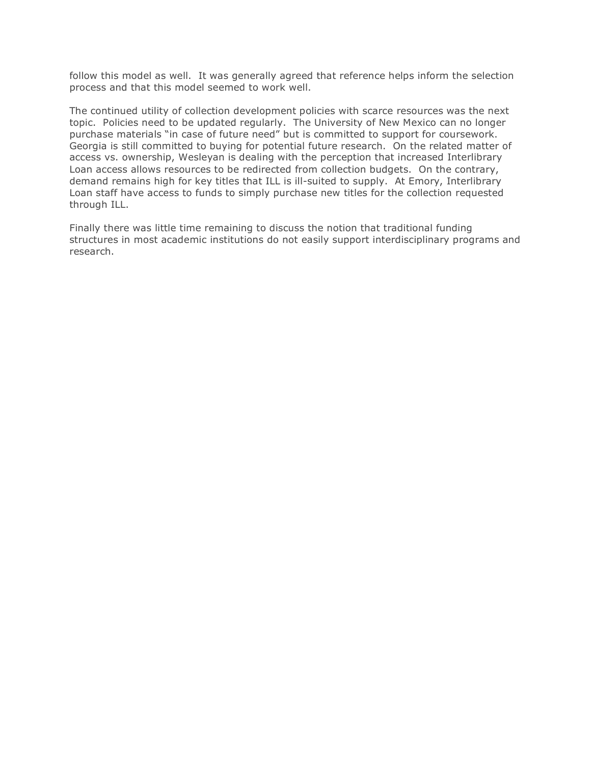follow this model as well. It was generally agreed that reference helps inform the selection process and that this model seemed to work well.

The continued utility of collection development policies with scarce resources was the next topic. Policies need to be updated regularly. The University of New Mexico can no longer purchase materials "in case of future need" but is committed to support for coursework. Georgia is still committed to buying for potential future research. On the related matter of access vs. ownership, Wesleyan is dealing with the perception that increased Interlibrary Loan access allows resources to be redirected from collection budgets. On the contrary, demand remains high for key titles that ILL is ill-suited to supply. At Emory, Interlibrary Loan staff have access to funds to simply purchase new titles for the collection requested through ILL.

Finally there was little time remaining to discuss the notion that traditional funding structures in most academic institutions do not easily support interdisciplinary programs and research.